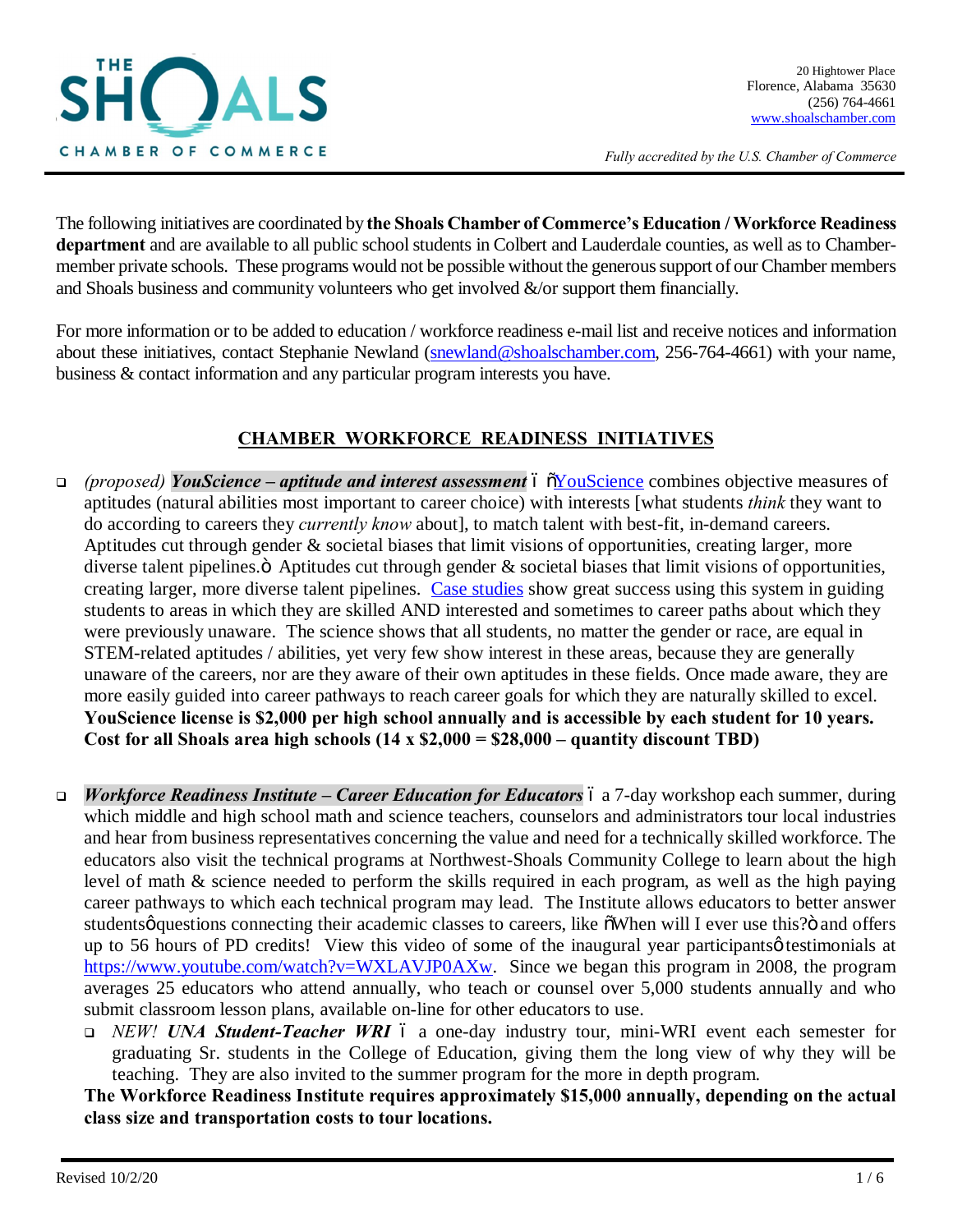THE SHOALS CHAMBER OF COMMERCE

20 Hightower Place
Florence, Alabama 35630
(256) 764-4661
www.shoalschamber.com

*Fully accredited by the U.S. Chamber of Commerce*

The following initiatives are coordinated by **the Shoals Chamber of Commerce's Education / Workforce Readiness department** and are available to all public school students in Colbert and Lauderdale counties, as well as to Chamber-member private schools. These programs would not be possible without the generous support of our Chamber members and Shoals business and community volunteers who get involved &/or support them financially.

For more information or to be added to education / workforce readiness e-mail list and receive notices and information about these initiatives, contact Stephanie Newland (snewland@shoalschamber.com, 256-764-4661) with your name, business & contact information and any particular program interests you have.

## CHAMBER WORKFORCE READINESS INITIATIVES

- *(proposed)* ***YouScience – aptitude and interest assessment*** – "YouScience combines objective measures of aptitudes (natural abilities most important to career choice) with interests [what students *think* they want to do according to careers they *currently know* about], to match talent with best-fit, in-demand careers. Aptitudes cut through gender & societal biases that limit visions of opportunities, creating larger, more diverse talent pipelines." Aptitudes cut through gender & societal biases that limit visions of opportunities, creating larger, more diverse talent pipelines. Case studies show great success using this system in guiding students to areas in which they are skilled AND interested and sometimes to career paths about which they were previously unaware. The science shows that all students, no matter the gender or race, are equal in STEM-related aptitudes / abilities, yet very few show interest in these areas, because they are generally unaware of the careers, nor are they aware of their own aptitudes in these fields. Once made aware, they are more easily guided into career pathways to reach career goals for which they are naturally skilled to excel. **YouScience license is $2,000 per high school annually and is accessible by each student for 10 years. Cost for all Shoals area high schools (14 x $2,000 = $28,000 – quantity discount TBD)**

- ***Workforce Readiness Institute – Career Education for Educators*** – a 7-day workshop each summer, during which middle and high school math and science teachers, counselors and administrators tour local industries and hear from business representatives concerning the value and need for a technically skilled workforce. The educators also visit the technical programs at Northwest-Shoals Community College to learn about the high level of math & science needed to perform the skills required in each program, as well as the high paying career pathways to which each technical program may lead. The Institute allows educators to better answer students' questions connecting their academic classes to careers, like "When will I ever use this?" and offers up to 56 hours of PD credits! View this video of some of the inaugural year participants' testimonials at https://www.youtube.com/watch?v=WXLAVJP0AXw. Since we began this program in 2008, the program averages 25 educators who attend annually, who teach or counsel over 5,000 students annually and who submit classroom lesson plans, available on-line for other educators to use.
  - *NEW!* ***UNA Student-Teacher WRI*** – a one-day industry tour, mini-WRI event each semester for graduating Sr. students in the College of Education, giving them the long view of why they will be teaching. They are also invited to the summer program for the more in depth program.

  **The Workforce Readiness Institute requires approximately $15,000 annually, depending on the actual class size and transportation costs to tour locations.**

Revised 10/2/20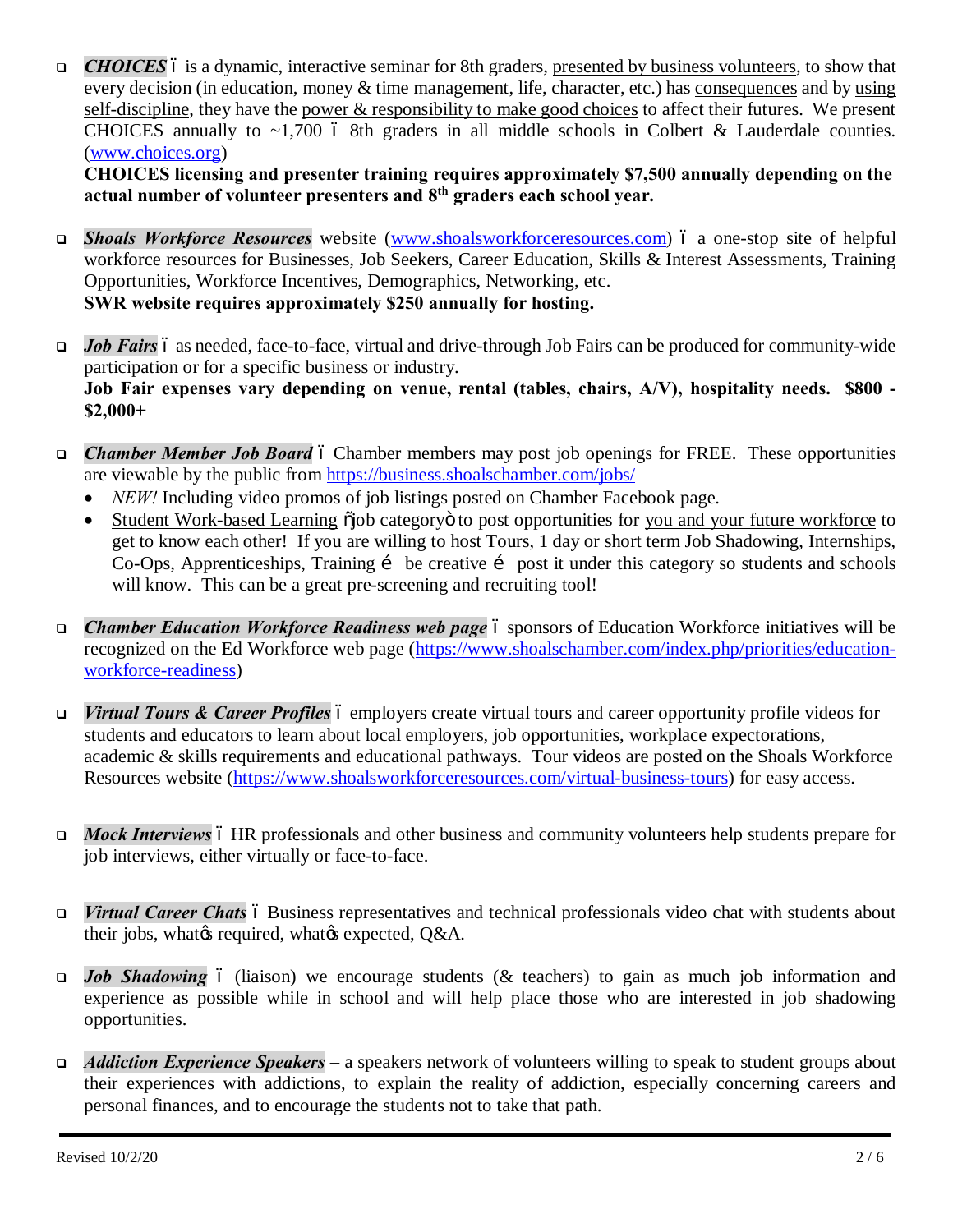- ***CHOICES*** – is a dynamic, interactive seminar for 8th graders, presented by business volunteers, to show that every decision (in education, money & time management, life, character, etc.) has consequences and by using self-discipline, they have the power & responsibility to make good choices to affect their futures. We present CHOICES annually to ~1,700 – 8th graders in all middle schools in Colbert & Lauderdale counties. ([www.choices.org](http://www.choices.org))

  **CHOICES licensing and presenter training requires approximately $7,500 annually depending on the actual number of volunteer presenters and 8th graders each school year.**

- ***Shoals Workforce Resources*** website ([www.shoalsworkforceresources.com](http://www.shoalsworkforceresources.com)) – a one-stop site of helpful workforce resources for Businesses, Job Seekers, Career Education, Skills & Interest Assessments, Training Opportunities, Workforce Incentives, Demographics, Networking, etc.

  **SWR website requires approximately $250 annually for hosting.**

- ***Job Fairs*** – as needed, face-to-face, virtual and drive-through Job Fairs can be produced for community-wide participation or for a specific business or industry.

  **Job Fair expenses vary depending on venue, rental (tables, chairs, A/V), hospitality needs. $800 - $2,000+**

- ***Chamber Member Job Board*** – Chamber members may post job openings for FREE. These opportunities are viewable by the public from [https://business.shoalschamber.com/jobs/](https://business.shoalschamber.com/jobs/)
  - *NEW!* Including video promos of job listings posted on Chamber Facebook page.
  - Student Work-based Learning "job category" to post opportunities for you and your future workforce to get to know each other! If you are willing to host Tours, 1 day or short term Job Shadowing, Internships, Co-Ops, Apprenticeships, Training … be creative … post it under this category so students and schools will know. This can be a great pre-screening and recruiting tool!

- ***Chamber Education Workforce Readiness web page*** – sponsors of Education Workforce initiatives will be recognized on the Ed Workforce web page ([https://www.shoalschamber.com/index.php/priorities/education-workforce-readiness](https://www.shoalschamber.com/index.php/priorities/education-workforce-readiness))

- ***Virtual Tours & Career Profiles*** – employers create virtual tours and career opportunity profile videos for students and educators to learn about local employers, job opportunities, workplace expectorations, academic & skills requirements and educational pathways. Tour videos are posted on the Shoals Workforce Resources website ([https://www.shoalsworkforceresources.com/virtual-business-tours](https://www.shoalsworkforceresources.com/virtual-business-tours)) for easy access.

- ***Mock Interviews*** – HR professionals and other business and community volunteers help students prepare for job interviews, either virtually or face-to-face.

- ***Virtual Career Chats*** – Business representatives and technical professionals video chat with students about their jobs, what's required, what's expected, Q&A.

- ***Job Shadowing*** – (liaison) we encourage students (& teachers) to gain as much job information and experience as possible while in school and will help place those who are interested in job shadowing opportunities.

- ***Addiction Experience Speakers*** – a speakers network of volunteers willing to speak to student groups about their experiences with addictions, to explain the reality of addiction, especially concerning careers and personal finances, and to encourage the students not to take that path.

Revised 10/2/20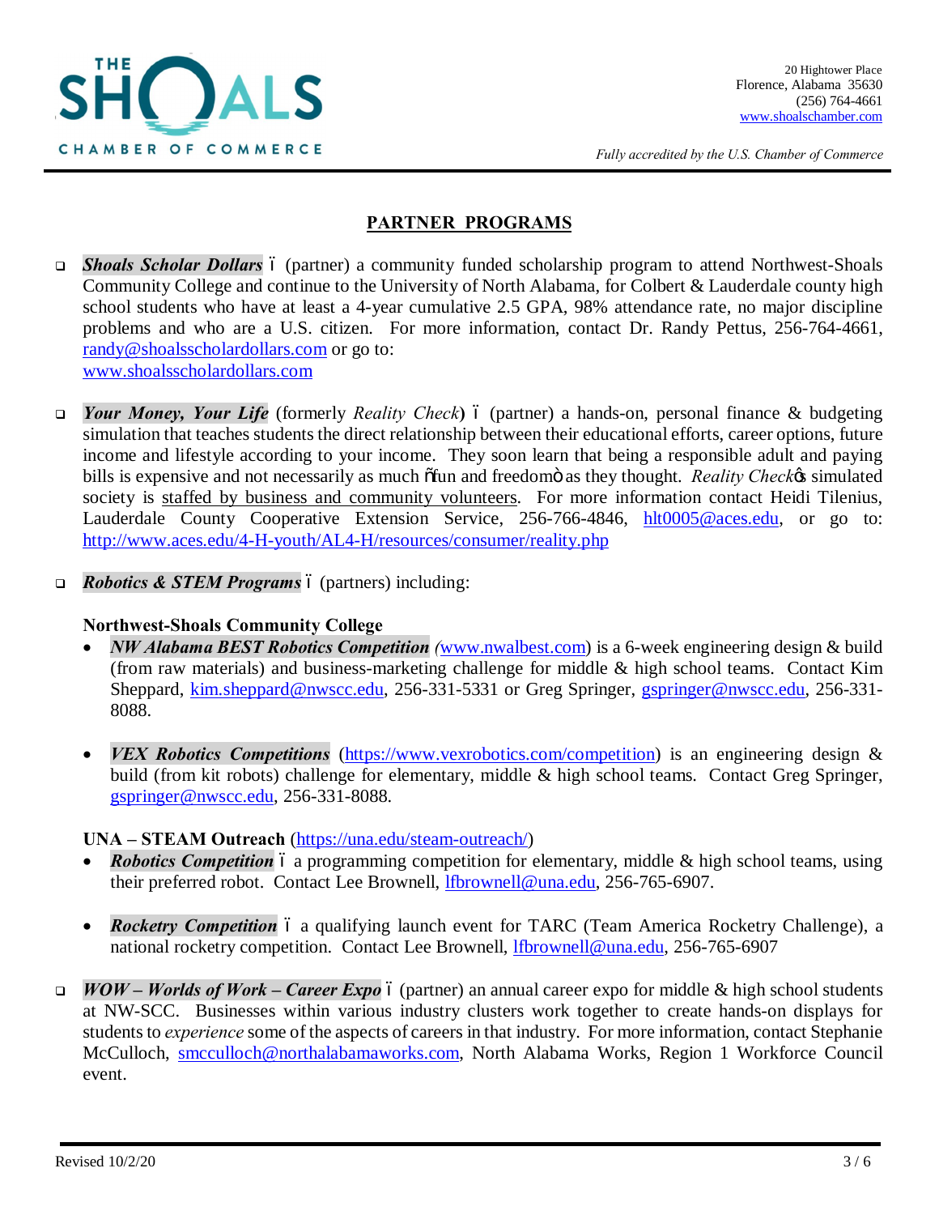THE SHOALS CHAMBER OF COMMERCE

20 Hightower Place
Florence, Alabama 35630
(256) 764-4661
www.shoalschamber.com

*Fully accredited by the U.S. Chamber of Commerce*

## PARTNER PROGRAMS

- ***Shoals Scholar Dollars*** – (partner) a community funded scholarship program to attend Northwest-Shoals Community College and continue to the University of North Alabama, for Colbert & Lauderdale county high school students who have at least a 4-year cumulative 2.5 GPA, 98% attendance rate, no major discipline problems and who are a U.S. citizen. For more information, contact Dr. Randy Pettus, 256-764-4661, randy@shoalsscholardollars.com or go to: www.shoalsscholardollars.com

- ***Your Money, Your Life*** (formerly *Reality Check*) – (partner) a hands-on, personal finance & budgeting simulation that teaches students the direct relationship between their educational efforts, career options, future income and lifestyle according to your income. They soon learn that being a responsible adult and paying bills is expensive and not necessarily as much "fun and freedom" as they thought. *Reality Check's* simulated society is staffed by business and community volunteers. For more information contact Heidi Tilenius, Lauderdale County Cooperative Extension Service, 256-766-4846, hlt0005@aces.edu, or go to: http://www.aces.edu/4-H-youth/AL4-H/resources/consumer/reality.php

- ***Robotics & STEM Programs*** – (partners) including:

  **Northwest-Shoals Community College**
  - ***NW Alabama BEST Robotics Competition*** (www.nwalbest.com) is a 6-week engineering design & build (from raw materials) and business-marketing challenge for middle & high school teams. Contact Kim Sheppard, kim.sheppard@nwscc.edu, 256-331-5331 or Greg Springer, gspringer@nwscc.edu, 256-331-8088.
  - ***VEX Robotics Competitions*** (https://www.vexrobotics.com/competition) is an engineering design & build (from kit robots) challenge for elementary, middle & high school teams. Contact Greg Springer, gspringer@nwscc.edu, 256-331-8088.

  **UNA – STEAM Outreach** (https://una.edu/steam-outreach/)
  - ***Robotics Competition*** – a programming competition for elementary, middle & high school teams, using their preferred robot. Contact Lee Brownell, lfbrownell@una.edu, 256-765-6907.
  - ***Rocketry Competition*** – a qualifying launch event for TARC (Team America Rocketry Challenge), a national rocketry competition. Contact Lee Brownell, lfbrownell@una.edu, 256-765-6907

- ***WOW – Worlds of Work – Career Expo*** – (partner) an annual career expo for middle & high school students at NW-SCC. Businesses within various industry clusters work together to create hands-on displays for students to *experience* some of the aspects of careers in that industry. For more information, contact Stephanie McCulloch, smcculloch@northalabamaworks.com, North Alabama Works, Region 1 Workforce Council event.

Revised 10/2/20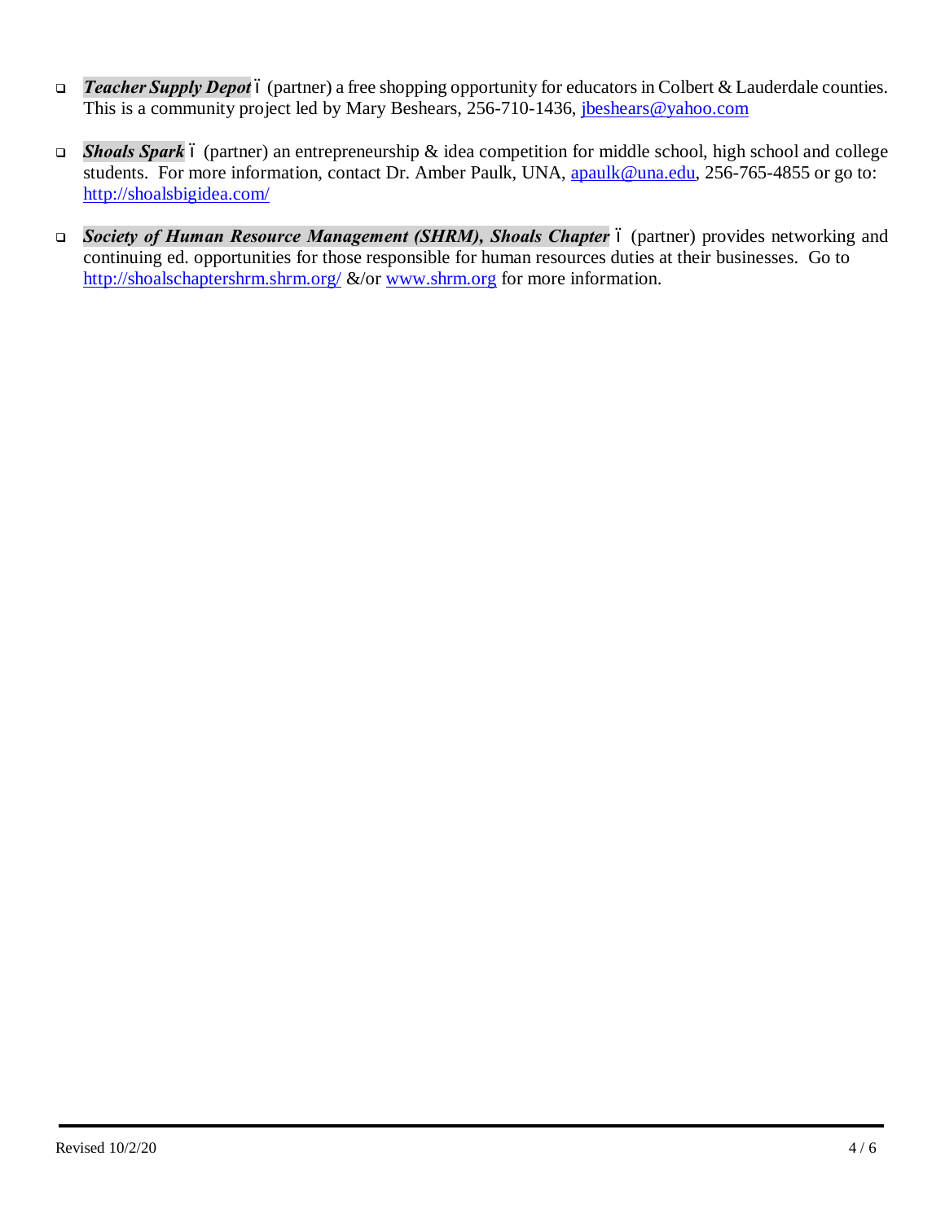- ***Teacher Supply Depot*** – (partner) a free shopping opportunity for educators in Colbert & Lauderdale counties. This is a community project led by Mary Beshears, 256-710-1436, jbeshears@yahoo.com

- ***Shoals Spark*** – (partner) an entrepreneurship & idea competition for middle school, high school and college students. For more information, contact Dr. Amber Paulk, UNA, apaulk@una.edu, 256-765-4855 or go to: http://shoalsbigidea.com/

- ***Society of Human Resource Management (SHRM), Shoals Chapter*** – (partner) provides networking and continuing ed. opportunities for those responsible for human resources duties at their businesses. Go to http://shoalschaptershrm.shrm.org/ &/or www.shrm.org for more information.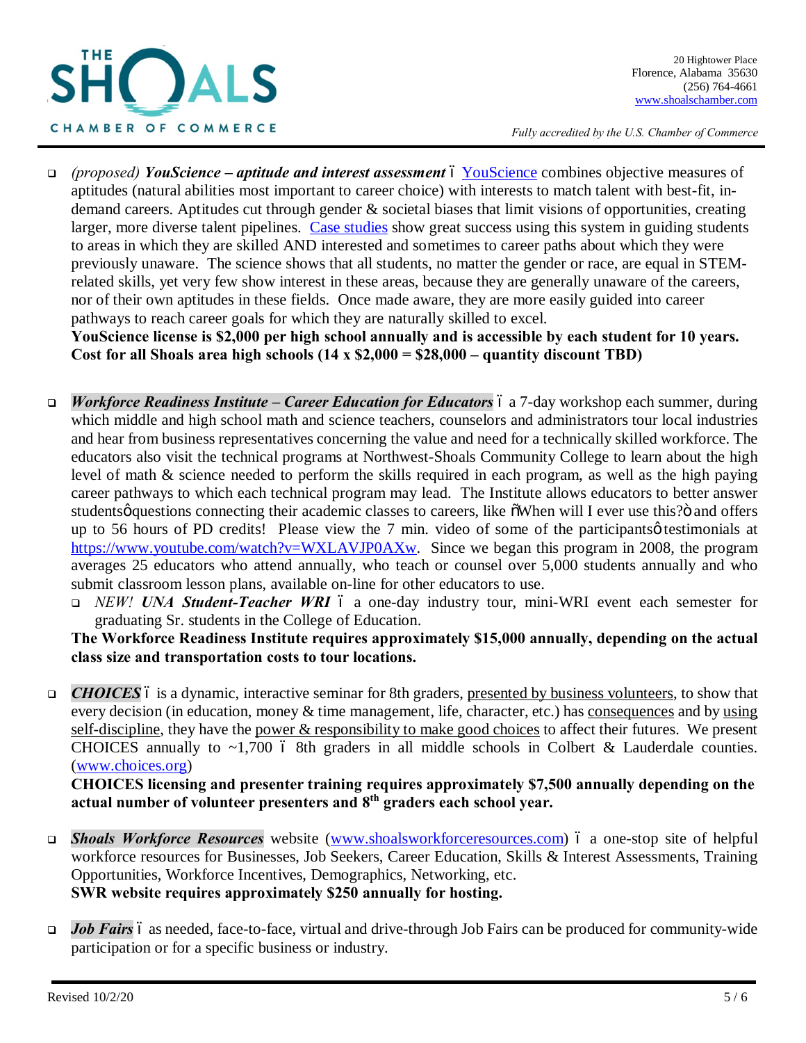THE SHOALS CHAMBER OF COMMERCE

20 Hightower Place
Florence, Alabama 35630
(256) 764-4661
www.shoalschamber.com

*Fully accredited by the U.S. Chamber of Commerce*

- *(proposed)* ***YouScience – aptitude and interest assessment*** – YouScience combines objective measures of aptitudes (natural abilities most important to career choice) with interests to match talent with best-fit, in-demand careers. Aptitudes cut through gender & societal biases that limit visions of opportunities, creating larger, more diverse talent pipelines. Case studies show great success using this system in guiding students to areas in which they are skilled AND interested and sometimes to career paths about which they were previously unaware. The science shows that all students, no matter the gender or race, are equal in STEM-related skills, yet very few show interest in these areas, because they are generally unaware of the careers, nor of their own aptitudes in these fields. Once made aware, they are more easily guided into career pathways to reach career goals for which they are naturally skilled to excel.
  **YouScience license is $2,000 per high school annually and is accessible by each student for 10 years. Cost for all Shoals area high schools (14 x $2,000 = $28,000 – quantity discount TBD)**

- ***Workforce Readiness Institute – Career Education for Educators*** – a 7-day workshop each summer, during which middle and high school math and science teachers, counselors and administrators tour local industries and hear from business representatives concerning the value and need for a technically skilled workforce. The educators also visit the technical programs at Northwest-Shoals Community College to learn about the high level of math & science needed to perform the skills required in each program, as well as the high paying career pathways to which each technical program may lead. The Institute allows educators to better answer students' questions connecting their academic classes to careers, like "When will I ever use this?" and offers up to 56 hours of PD credits! Please view the 7 min. video of some of the participants' testimonials at https://www.youtube.com/watch?v=WXLAVJP0AXw. Since we began this program in 2008, the program averages 25 educators who attend annually, who teach or counsel over 5,000 students annually and who submit classroom lesson plans, available on-line for other educators to use.
  - *NEW!* ***UNA Student-Teacher WRI*** – a one-day industry tour, mini-WRI event each semester for graduating Sr. students in the College of Education.

  **The Workforce Readiness Institute requires approximately $15,000 annually, depending on the actual class size and transportation costs to tour locations.**

- ***CHOICES*** – is a dynamic, interactive seminar for 8th graders, presented by business volunteers, to show that every decision (in education, money & time management, life, character, etc.) has consequences and by using self-discipline, they have the power & responsibility to make good choices to affect their futures. We present CHOICES annually to ~1,700 – 8th graders in all middle schools in Colbert & Lauderdale counties. (www.choices.org)
  **CHOICES licensing and presenter training requires approximately $7,500 annually depending on the actual number of volunteer presenters and 8th graders each school year.**

- ***Shoals Workforce Resources*** website (www.shoalsworkforceresources.com) – a one-stop site of helpful workforce resources for Businesses, Job Seekers, Career Education, Skills & Interest Assessments, Training Opportunities, Workforce Incentives, Demographics, Networking, etc.
  **SWR website requires approximately $250 annually for hosting.**

- ***Job Fairs*** – as needed, face-to-face, virtual and drive-through Job Fairs can be produced for community-wide participation or for a specific business or industry.

Revised 10/2/20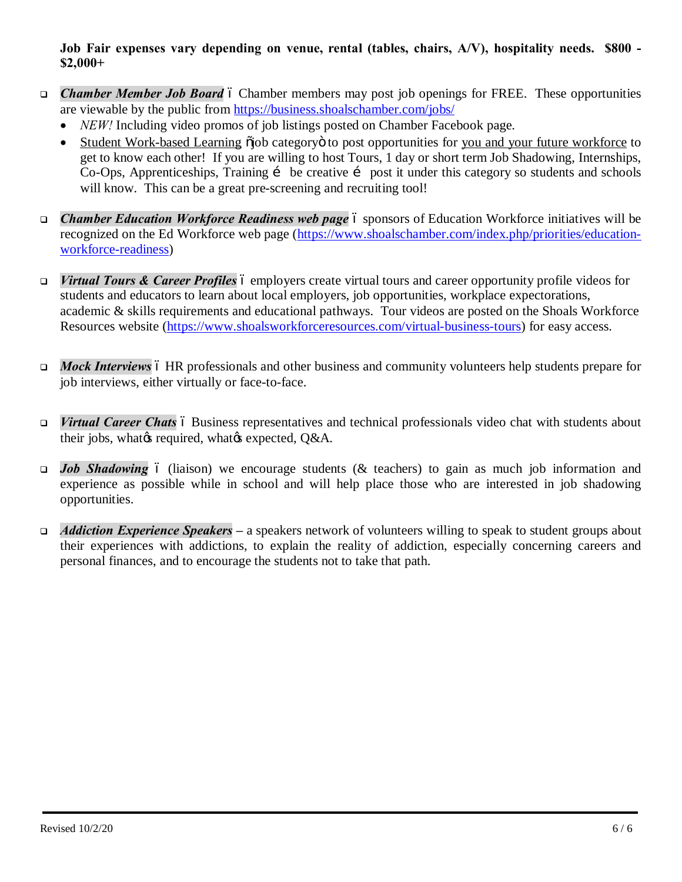**Job Fair expenses vary depending on venue, rental (tables, chairs, A/V), hospitality needs. $800 - $2,000+**

- ***Chamber Member Job Board*** – Chamber members may post job openings for FREE. These opportunities are viewable by the public from https://business.shoalschamber.com/jobs/
  - *NEW!* Including video promos of job listings posted on Chamber Facebook page.
  - Student Work-based Learning "job category" to post opportunities for you and your future workforce to get to know each other! If you are willing to host Tours, 1 day or short term Job Shadowing, Internships, Co-Ops, Apprenticeships, Training … be creative … post it under this category so students and schools will know. This can be a great pre-screening and recruiting tool!

- ***Chamber Education Workforce Readiness web page*** – sponsors of Education Workforce initiatives will be recognized on the Ed Workforce web page (https://www.shoalschamber.com/index.php/priorities/education-workforce-readiness)

- ***Virtual Tours & Career Profiles*** – employers create virtual tours and career opportunity profile videos for students and educators to learn about local employers, job opportunities, workplace expectorations, academic & skills requirements and educational pathways. Tour videos are posted on the Shoals Workforce Resources website (https://www.shoalsworkforceresources.com/virtual-business-tours) for easy access.

- ***Mock Interviews*** – HR professionals and other business and community volunteers help students prepare for job interviews, either virtually or face-to-face.

- ***Virtual Career Chats*** – Business representatives and technical professionals video chat with students about their jobs, what's required, what's expected, Q&A.

- ***Job Shadowing*** – (liaison) we encourage students (& teachers) to gain as much job information and experience as possible while in school and will help place those who are interested in job shadowing opportunities.

- ***Addiction Experience Speakers*** – a speakers network of volunteers willing to speak to student groups about their experiences with addictions, to explain the reality of addiction, especially concerning careers and personal finances, and to encourage the students not to take that path.

Revised 10/2/20